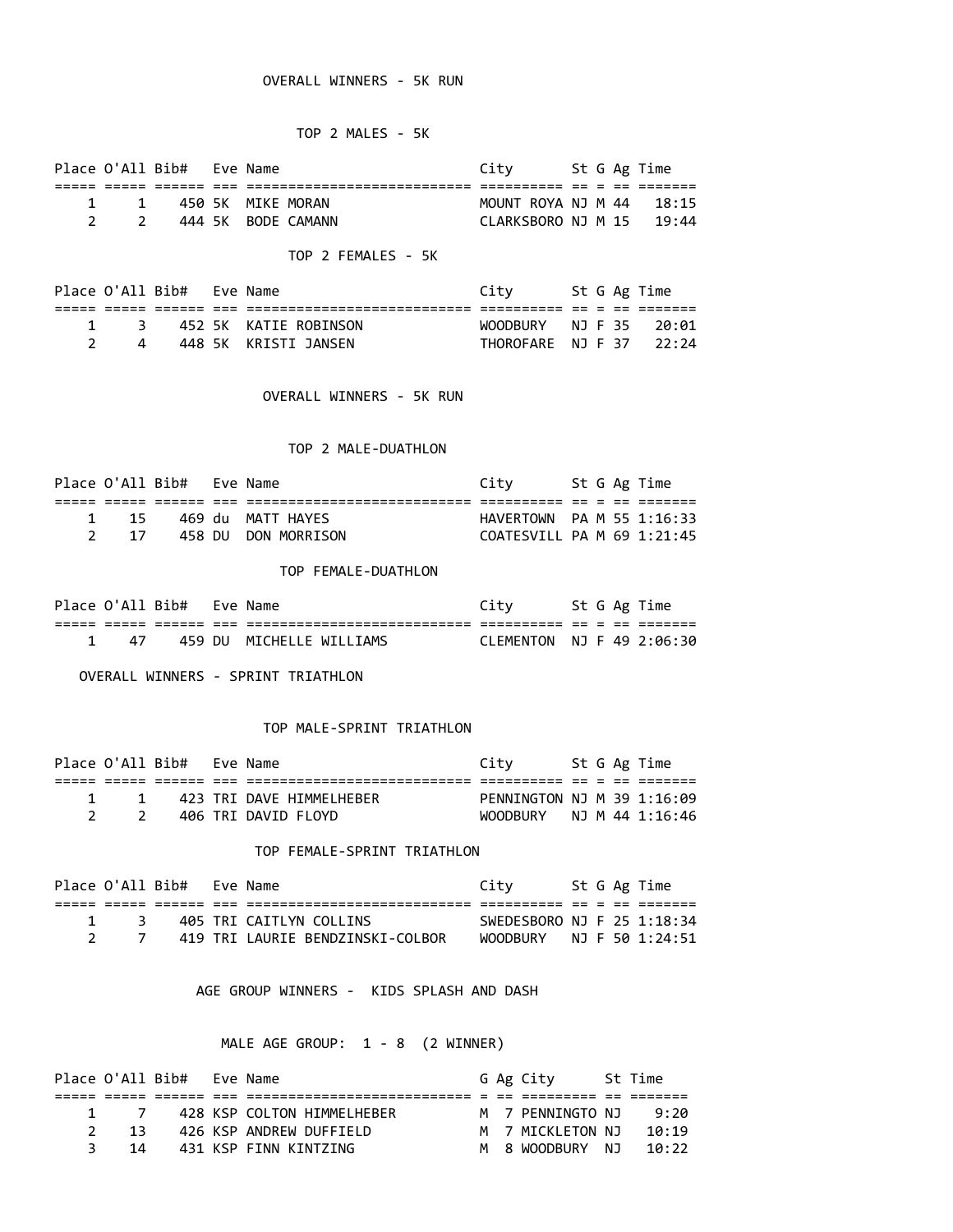## OVERALL WINNERS - 5K RUN

### TOP 2 MALES - 5K

| Place | O'All | Bib# | Eve | Name | City | St | G | Ag | Time |
|---|---|---|---|---|---|---|---|---|---|
| 1 | 1 | 450 | 5K | MIKE MORAN | MOUNT ROYA | NJ | M | 44 | 18:15 |
| 2 | 2 | 444 | 5K | BODE CAMANN | CLARKSBORO | NJ | M | 15 | 19:44 |

### TOP 2 FEMALES - 5K

| Place | O'All | Bib# | Eve | Name | City | St | G | Ag | Time |
|---|---|---|---|---|---|---|---|---|---|
| 1 | 3 | 452 | 5K | KATIE ROBINSON | WOODBURY | NJ | F | 35 | 20:01 |
| 2 | 4 | 448 | 5K | KRISTI JANSEN | THOROFARE | NJ | F | 37 | 22:24 |

## OVERALL WINNERS - 5K RUN

### TOP 2 MALE-DUATHLON

| Place | O'All | Bib# | Eve | Name | City | St | G | Ag | Time |
|---|---|---|---|---|---|---|---|---|---|
| 1 | 15 | 469 | du | MATT HAYES | HAVERTOWN | PA | M | 55 | 1:16:33 |
| 2 | 17 | 458 | DU | DON MORRISON | COATESVILL | PA | M | 69 | 1:21:45 |

### TOP FEMALE-DUATHLON

| Place | O'All | Bib# | Eve | Name | City | St | G | Ag | Time |
|---|---|---|---|---|---|---|---|---|---|
| 1 | 47 | 459 | DU | MICHELLE WILLIAMS | CLEMENTON | NJ | F | 49 | 2:06:30 |

## OVERALL WINNERS - SPRINT TRIATHLON

### TOP MALE-SPRINT TRIATHLON

| Place | O'All | Bib# | Eve | Name | City | St | G | Ag | Time |
|---|---|---|---|---|---|---|---|---|---|
| 1 | 1 | 423 | TRI | DAVE HIMMELHEBER | PENNINGTON | NJ | M | 39 | 1:16:09 |
| 2 | 2 | 406 | TRI | DAVID FLOYD | WOODBURY | NJ | M | 44 | 1:16:46 |

### TOP FEMALE-SPRINT TRIATHLON

| Place | O'All | Bib# | Eve | Name | City | St | G | Ag | Time |
|---|---|---|---|---|---|---|---|---|---|
| 1 | 3 | 405 | TRI | CAITLYN COLLINS | SWEDESBORO | NJ | F | 25 | 1:18:34 |
| 2 | 7 | 419 | TRI | LAURIE BENDZINSKI-COLBOR | WOODBURY | NJ | F | 50 | 1:24:51 |

## AGE GROUP WINNERS - KIDS SPLASH AND DASH

### MALE AGE GROUP: 1 - 8 (2 WINNER)

| Place | O'All | Bib# | Eve | Name | G | Ag | City | St | Time |
|---|---|---|---|---|---|---|---|---|---|
| 1 | 7 | 428 | KSP | COLTON HIMMELHEBER | M | 7 | PENNINGTO | NJ | 9:20 |
| 2 | 13 | 426 | KSP | ANDREW DUFFIELD | M | 7 | MICKLETON | NJ | 10:19 |
| 3 | 14 | 431 | KSP | FINN KINTZING | M | 8 | WOODBURY | NJ | 10:22 |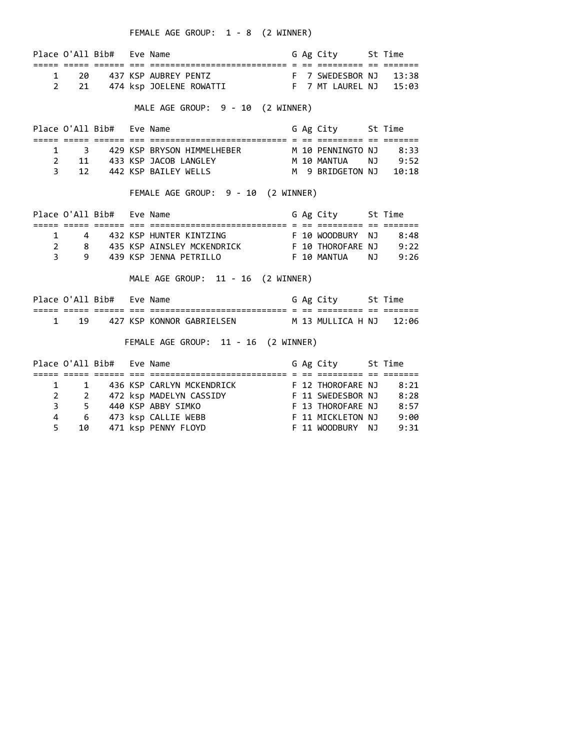FEMALE AGE GROUP: 1 - 8 (2 WINNER)

| Place | O'All | Bib# | Eve | Name | G | Ag | City | St | Time |
|---|---|---|---|---|---|---|---|---|---|
| 1 | 20 | 437 | KSP | AUBREY PENTZ | F | 7 | SWEDESBOR | NJ | 13:38 |
| 2 | 21 | 474 | ksp | JOELENE ROWATTI | F | 7 | MT LAUREL | NJ | 15:03 |

MALE AGE GROUP: 9 - 10 (2 WINNER)

| Place | O'All | Bib# | Eve | Name | G | Ag | City | St | Time |
|---|---|---|---|---|---|---|---|---|---|
| 1 | 3 | 429 | KSP | BRYSON HIMMELHEBER | M | 10 | PENNINGTO | NJ | 8:33 |
| 2 | 11 | 433 | KSP | JACOB LANGLEY | M | 10 | MANTUA | NJ | 9:52 |
| 3 | 12 | 442 | KSP | BAILEY WELLS | M | 9 | BRIDGETON | NJ | 10:18 |

FEMALE AGE GROUP: 9 - 10 (2 WINNER)

| Place | O'All | Bib# | Eve | Name | G | Ag | City | St | Time |
|---|---|---|---|---|---|---|---|---|---|
| 1 | 4 | 432 | KSP | HUNTER KINTZING | F | 10 | WOODBURY | NJ | 8:48 |
| 2 | 8 | 435 | KSP | AINSLEY MCKENDRICK | F | 10 | THOROFARE | NJ | 9:22 |
| 3 | 9 | 439 | KSP | JENNA PETRILLO | F | 10 | MANTUA | NJ | 9:26 |

MALE AGE GROUP: 11 - 16 (2 WINNER)

| Place | O'All | Bib# | Eve | Name | G | Ag | City | St | Time |
|---|---|---|---|---|---|---|---|---|---|
| 1 | 19 | 427 | KSP | KONNOR GABRIELSEN | M | 13 | MULLICA H | NJ | 12:06 |

FEMALE AGE GROUP: 11 - 16 (2 WINNER)

| Place | O'All | Bib# | Eve | Name | G | Ag | City | St | Time |
|---|---|---|---|---|---|---|---|---|---|
| 1 | 1 | 436 | KSP | CARLYN MCKENDRICK | F | 12 | THOROFARE | NJ | 8:21 |
| 2 | 2 | 472 | ksp | MADELYN CASSIDY | F | 11 | SWEDESBOR | NJ | 8:28 |
| 3 | 5 | 440 | KSP | ABBY SIMKO | F | 13 | THOROFARE | NJ | 8:57 |
| 4 | 6 | 473 | ksp | CALLIE WEBB | F | 11 | MICKLETON | NJ | 9:00 |
| 5 | 10 | 471 | ksp | PENNY FLOYD | F | 11 | WOODBURY | NJ | 9:31 |